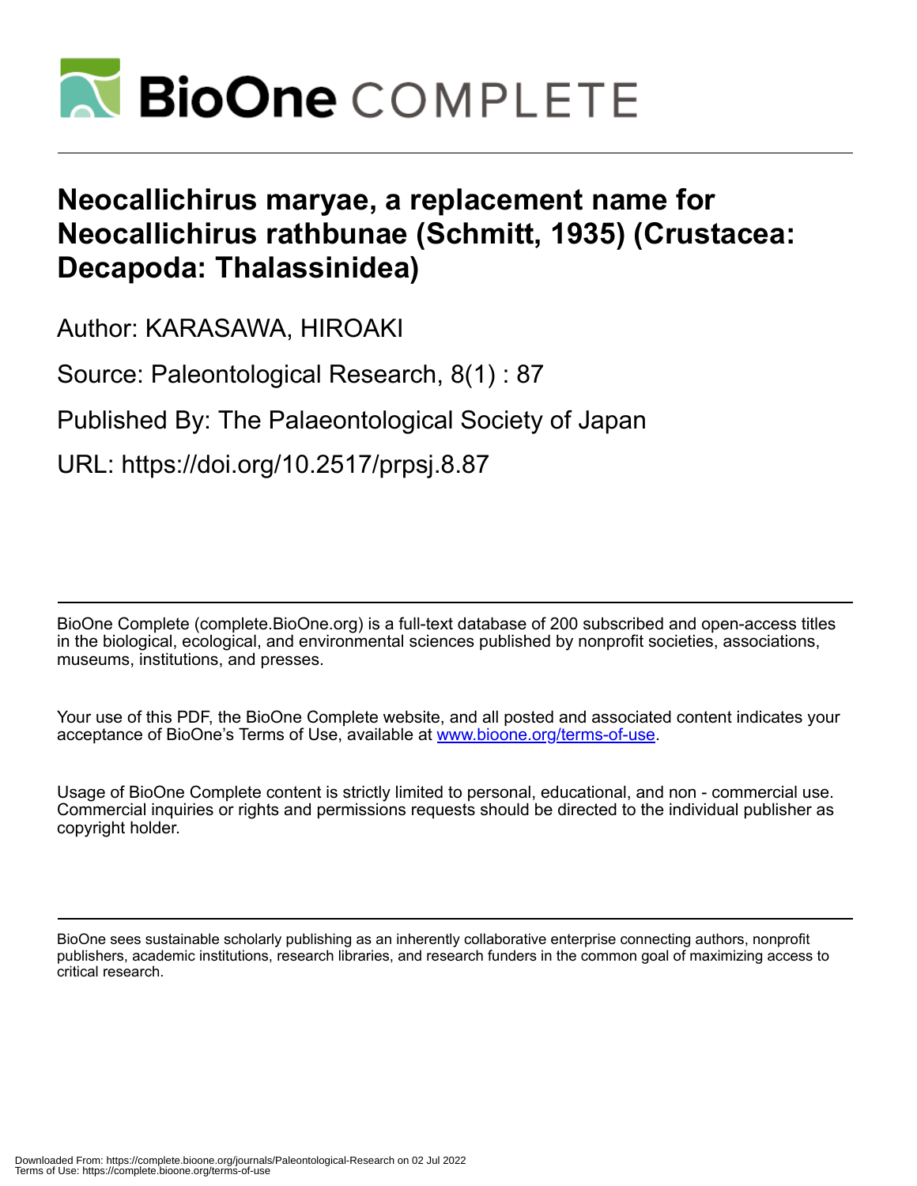# Neocallichirus maryae, a replacement name for Neocallichirus rathbunae (Schmitt, 1935) (Crustacea: Decapoda: Thalassinidea)

Author: KARASAWA, HIROAKI

Source: Paleontological Research, 8(1) : 87

Published By: The Palaeontological Society of Japan

URL: https://doi.org/10.2517/prpsj.8.87

BioOne Complete (complete.BioOne.org) is a full-text database of 200 subscribed and open-access titles in the biological, ecological, and environmental sciences published by nonprofit societies, associations, museums, institutions, and presses.

Your use of this PDF, the BioOne Complete website, and all posted and associated content indicates your acceptance of BioOne's Terms of Use, available at www.bioone.org/terms-of-use.

Usage of BioOne Complete content is strictly limited to personal, educational, and non - commercial use. Commercial inquiries or rights and permissions requests should be directed to the individual publisher as copyright holder.

BioOne sees sustainable scholarly publishing as an inherently collaborative enterprise connecting authors, nonprofit publishers, academic institutions, research libraries, and research funders in the common goal of maximizing access to critical research.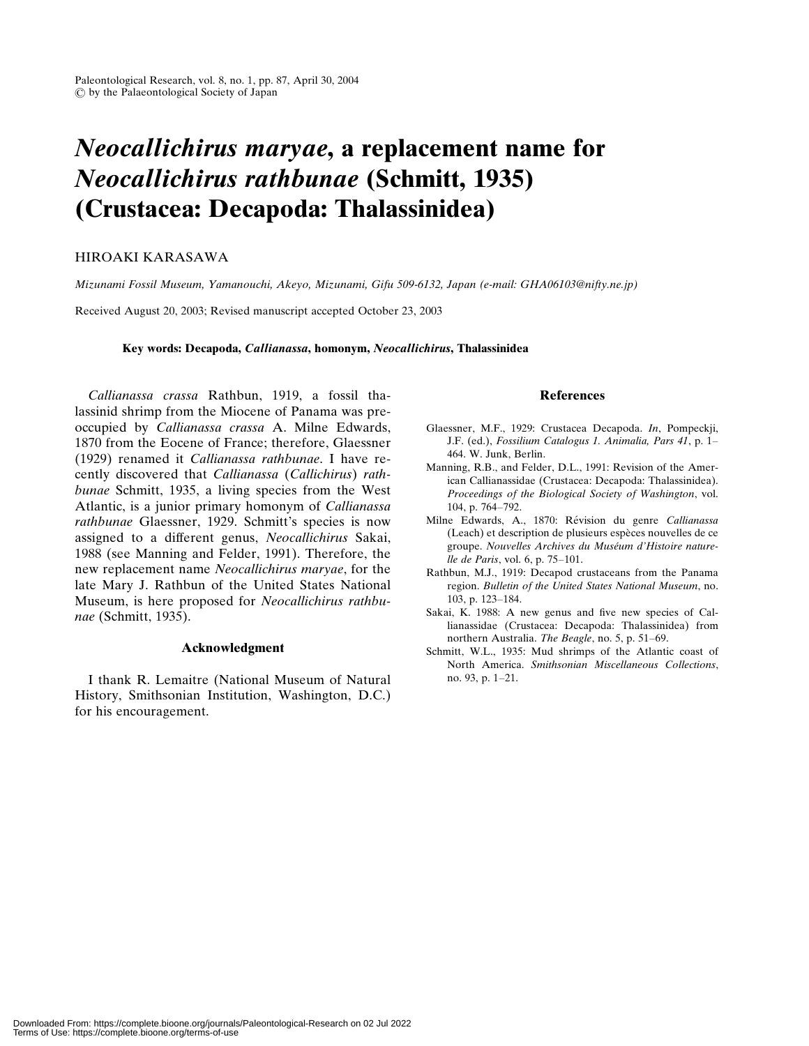# *Neocallichirus maryae*, a replacement name for *Neocallichirus rathbunae* (Schmitt, 1935) (Crustacea: Decapoda: Thalassinidea)

HIROAKI KARASAWA

*Mizunami Fossil Museum, Yamanouchi, Akeyo, Mizunami, Gifu 509-6132, Japan (e-mail: GHA06103@nifty.ne.jp)*

Received August 20, 2003; Revised manuscript accepted October 23, 2003

**Key words: Decapoda, *Callianassa*, homonym, *Neocallichirus*, Thalassinidea**

*Callianassa crassa* Rathbun, 1919, a fossil thalassinid shrimp from the Miocene of Panama was preoccupied by *Callianassa crassa* A. Milne Edwards, 1870 from the Eocene of France; therefore, Glaessner (1929) renamed it *Callianassa rathbunae*. I have recently discovered that *Callianassa* (*Callichirus*) *rathbunae* Schmitt, 1935, a living species from the West Atlantic, is a junior primary homonym of *Callianassa rathbunae* Glaessner, 1929. Schmitt's species is now assigned to a different genus, *Neocallichirus* Sakai, 1988 (see Manning and Felder, 1991). Therefore, the new replacement name *Neocallichirus maryae*, for the late Mary J. Rathbun of the United States National Museum, is here proposed for *Neocallichirus rathbunae* (Schmitt, 1935).

## Acknowledgment

I thank R. Lemaitre (National Museum of Natural History, Smithsonian Institution, Washington, D.C.) for his encouragement.

## References

Glaessner, M.F., 1929: Crustacea Decapoda. *In*, Pompeckji, J.F. (ed.), *Fossilium Catalogus 1. Animalia, Pars 41*, p. 1–464. W. Junk, Berlin.

Manning, R.B., and Felder, D.L., 1991: Revision of the American Callianassidae (Crustacea: Decapoda: Thalassinidea). *Proceedings of the Biological Society of Washington*, vol. 104, p. 764–792.

Milne Edwards, A., 1870: Révision du genre *Callianassa* (Leach) et description de plusieurs espèces nouvelles de ce groupe. *Nouvelles Archives du Muséum d'Histoire naturelle de Paris*, vol. 6, p. 75–101.

Rathbun, M.J., 1919: Decapod crustaceans from the Panama region. *Bulletin of the United States National Museum*, no. 103, p. 123–184.

Sakai, K. 1988: A new genus and five new species of Callianassidae (Crustacea: Decapoda: Thalassinidea) from northern Australia. *The Beagle*, no. 5, p. 51–69.

Schmitt, W.L., 1935: Mud shrimps of the Atlantic coast of North America. *Smithsonian Miscellaneous Collections*, no. 93, p. 1–21.